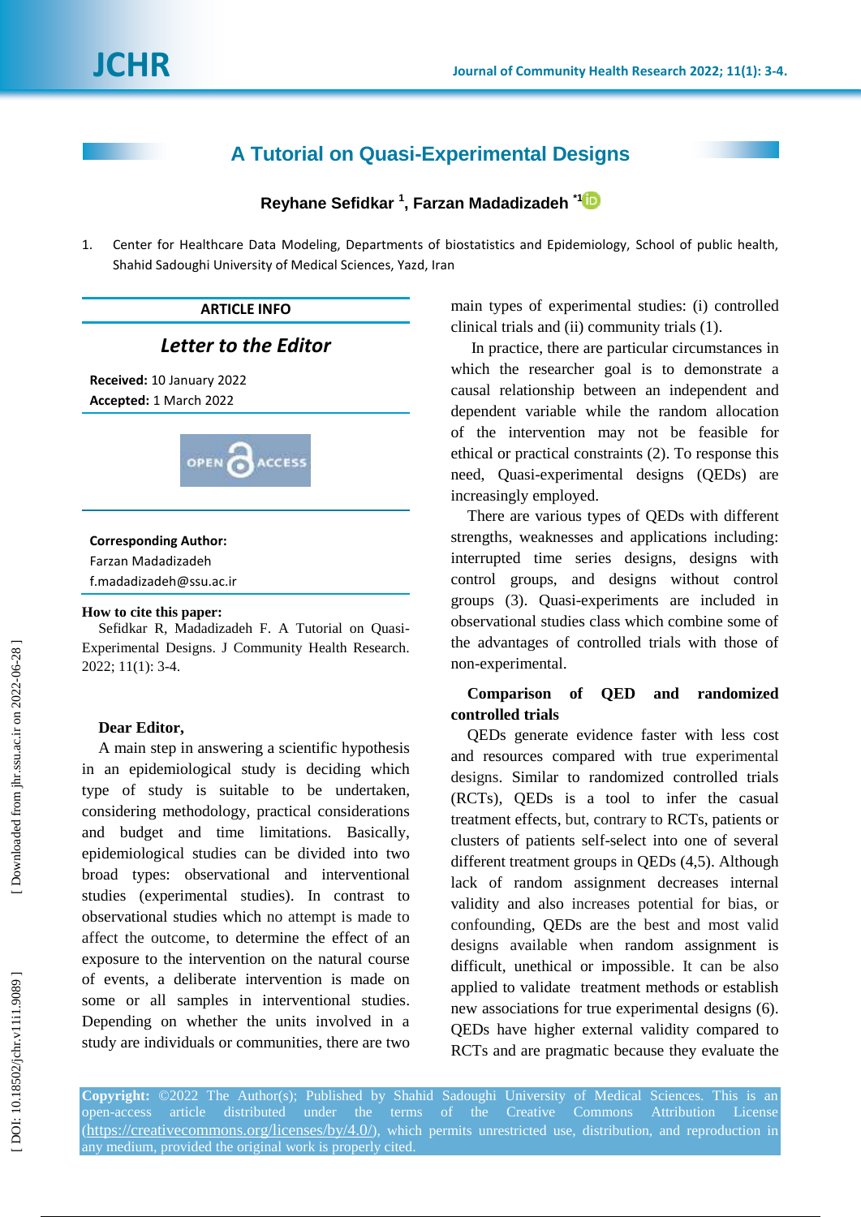# A Tutorial on Quasi-Experimental Designs

**Reyhane Sefidkar [1], Farzan Madadizadeh [*1]**

1. Center for Healthcare Data Modeling, Departments of biostatistics and Epidemiology, School of public health, Shahid Sadoughi University of Medical Sciences, Yazd, Iran

**ARTICLE INFO**

***Letter to the Editor***

**Received:** 10 January 2022
**Accepted:** 1 March 2022

**Corresponding Author:**
Farzan Madadizadeh
f.madadizadeh@ssu.ac.ir

**How to cite this paper:**
Sefidkar R, Madadizadeh F. A Tutorial on Quasi-Experimental Designs. J Community Health Research. 2022; 11(1): 3-4.

**Dear Editor,**

A main step in answering a scientific hypothesis in an epidemiological study is deciding which type of study is suitable to be undertaken, considering methodology, practical considerations and budget and time limitations. Basically, epidemiological studies can be divided into two broad types: observational and interventional studies (experimental studies). In contrast to observational studies which no attempt is made to affect the outcome, to determine the effect of an exposure to the intervention on the natural course of events, a deliberate intervention is made on some or all samples in interventional studies. Depending on whether the units involved in a study are individuals or communities, there are two main types of experimental studies: (i) controlled clinical trials and (ii) community trials (1).

In practice, there are particular circumstances in which the researcher goal is to demonstrate a causal relationship between an independent and dependent variable while the random allocation of the intervention may not be feasible for ethical or practical constraints (2). To response this need, Quasi-experimental designs (QEDs) are increasingly employed.

There are various types of QEDs with different strengths, weaknesses and applications including: interrupted time series designs, designs with control groups, and designs without control groups (3). Quasi-experiments are included in observational studies class which combine some of the advantages of controlled trials with those of non-experimental.

**Comparison of QED and randomized controlled trials**

QEDs generate evidence faster with less cost and resources compared with true experimental designs. Similar to randomized controlled trials (RCTs), QEDs is a tool to infer the casual treatment effects, but, contrary to RCTs, patients or clusters of patients self-select into one of several different treatment groups in QEDs (4,5). Although lack of random assignment decreases internal validity and also increases potential for bias, or confounding, QEDs are the best and most valid designs available when random assignment is difficult, unethical or impossible. It can be also applied to validate treatment methods or establish new associations for true experimental designs (6). QEDs have higher external validity compared to RCTs and are pragmatic because they evaluate the

**Copyright:** ©2022 The Author(s); Published by Shahid Sadoughi University of Medical Sciences. This is an open-access article distributed under the terms of the Creative Commons Attribution License (https://creativecommons.org/licenses/by/4.0/), which permits unrestricted use, distribution, and reproduction in any medium, provided the original work is properly cited.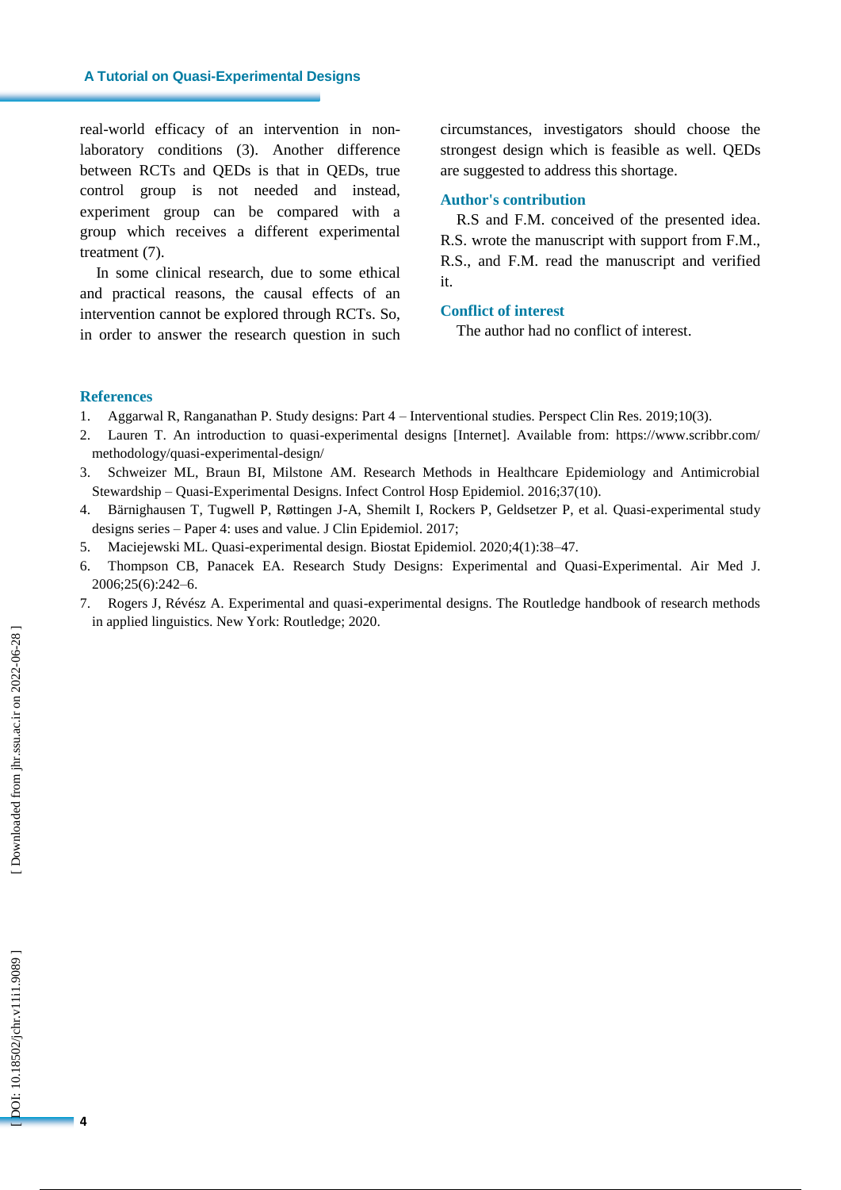real-world efficacy of an intervention in non-laboratory conditions (3). Another difference between RCTs and QEDs is that in QEDs, true control group is not needed and instead, experiment group can be compared with a group which receives a different experimental treatment (7).

In some clinical research, due to some ethical and practical reasons, the causal effects of an intervention cannot be explored through RCTs. So, in order to answer the research question in such circumstances, investigators should choose the strongest design which is feasible as well. QEDs are suggested to address this shortage.

## Author's contribution

R.S and F.M. conceived of the presented idea. R.S. wrote the manuscript with support from F.M., R.S., and F.M. read the manuscript and verified it.

## Conflict of interest

The author had no conflict of interest.

## References

1. Aggarwal R, Ranganathan P. Study designs: Part 4 – Interventional studies. Perspect Clin Res. 2019;10(3).
2. Lauren T. An introduction to quasi-experimental designs [Internet]. Available from: https://www.scribbr.com/methodology/quasi-experimental-design/
3. Schweizer ML, Braun BI, Milstone AM. Research Methods in Healthcare Epidemiology and Antimicrobial Stewardship – Quasi-Experimental Designs. Infect Control Hosp Epidemiol. 2016;37(10).
4. Bärnighausen T, Tugwell P, Røttingen J-A, Shemilt I, Rockers P, Geldsetzer P, et al. Quasi-experimental study designs series – Paper 4: uses and value. J Clin Epidemiol. 2017;
5. Maciejewski ML. Quasi-experimental design. Biostat Epidemiol. 2020;4(1):38–47.
6. Thompson CB, Panacek EA. Research Study Designs: Experimental and Quasi-Experimental. Air Med J. 2006;25(6):242–6.
7. Rogers J, Révész A. Experimental and quasi-experimental designs. The Routledge handbook of research methods in applied linguistics. New York: Routledge; 2020.